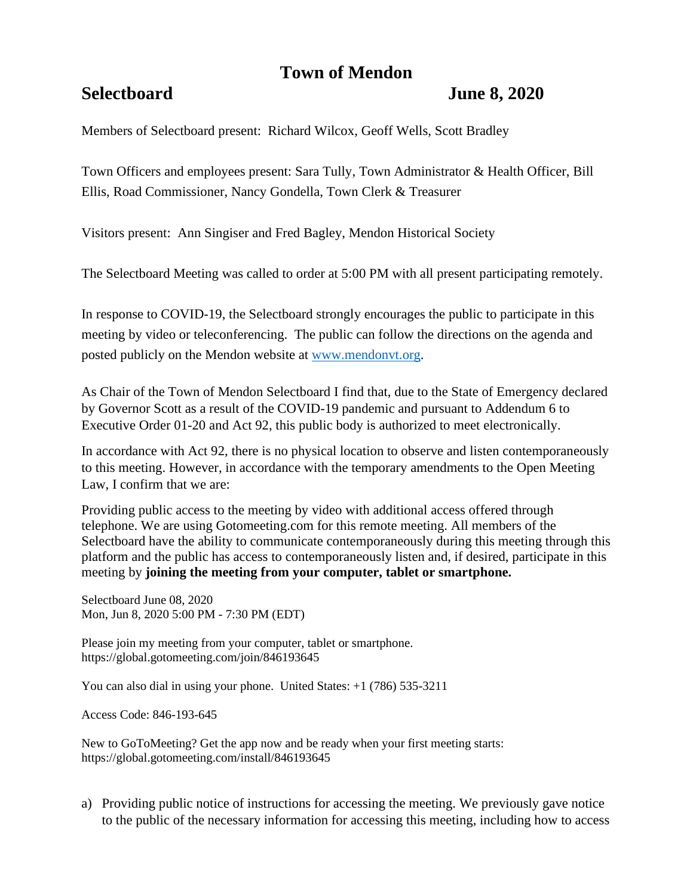# Town of Mendon

## Selectboard June 8, 2020

Members of Selectboard present: Richard Wilcox, Geoff Wells, Scott Bradley

Town Officers and employees present: Sara Tully, Town Administrator & Health Officer, Bill Ellis, Road Commissioner, Nancy Gondella, Town Clerk & Treasurer

Visitors present: Ann Singiser and Fred Bagley, Mendon Historical Society

The Selectboard Meeting was called to order at 5:00 PM with all present participating remotely.

In response to COVID-19, the Selectboard strongly encourages the public to participate in this meeting by video or teleconferencing. The public can follow the directions on the agenda and posted publicly on the Mendon website at www.mendonvt.org.

As Chair of the Town of Mendon Selectboard I find that, due to the State of Emergency declared by Governor Scott as a result of the COVID-19 pandemic and pursuant to Addendum 6 to Executive Order 01-20 and Act 92, this public body is authorized to meet electronically.

In accordance with Act 92, there is no physical location to observe and listen contemporaneously to this meeting. However, in accordance with the temporary amendments to the Open Meeting Law, I confirm that we are:

Providing public access to the meeting by video with additional access offered through telephone. We are using Gotomeeting.com for this remote meeting. All members of the Selectboard have the ability to communicate contemporaneously during this meeting through this platform and the public has access to contemporaneously listen and, if desired, participate in this meeting by **joining the meeting from your computer, tablet or smartphone.**

Selectboard June 08, 2020
Mon, Jun 8, 2020 5:00 PM - 7:30 PM (EDT)

Please join my meeting from your computer, tablet or smartphone.
https://global.gotomeeting.com/join/846193645

You can also dial in using your phone. United States: +1 (786) 535-3211

Access Code: 846-193-645

New to GoToMeeting? Get the app now and be ready when your first meeting starts:
https://global.gotomeeting.com/install/846193645

a) Providing public notice of instructions for accessing the meeting. We previously gave notice to the public of the necessary information for accessing this meeting, including how to access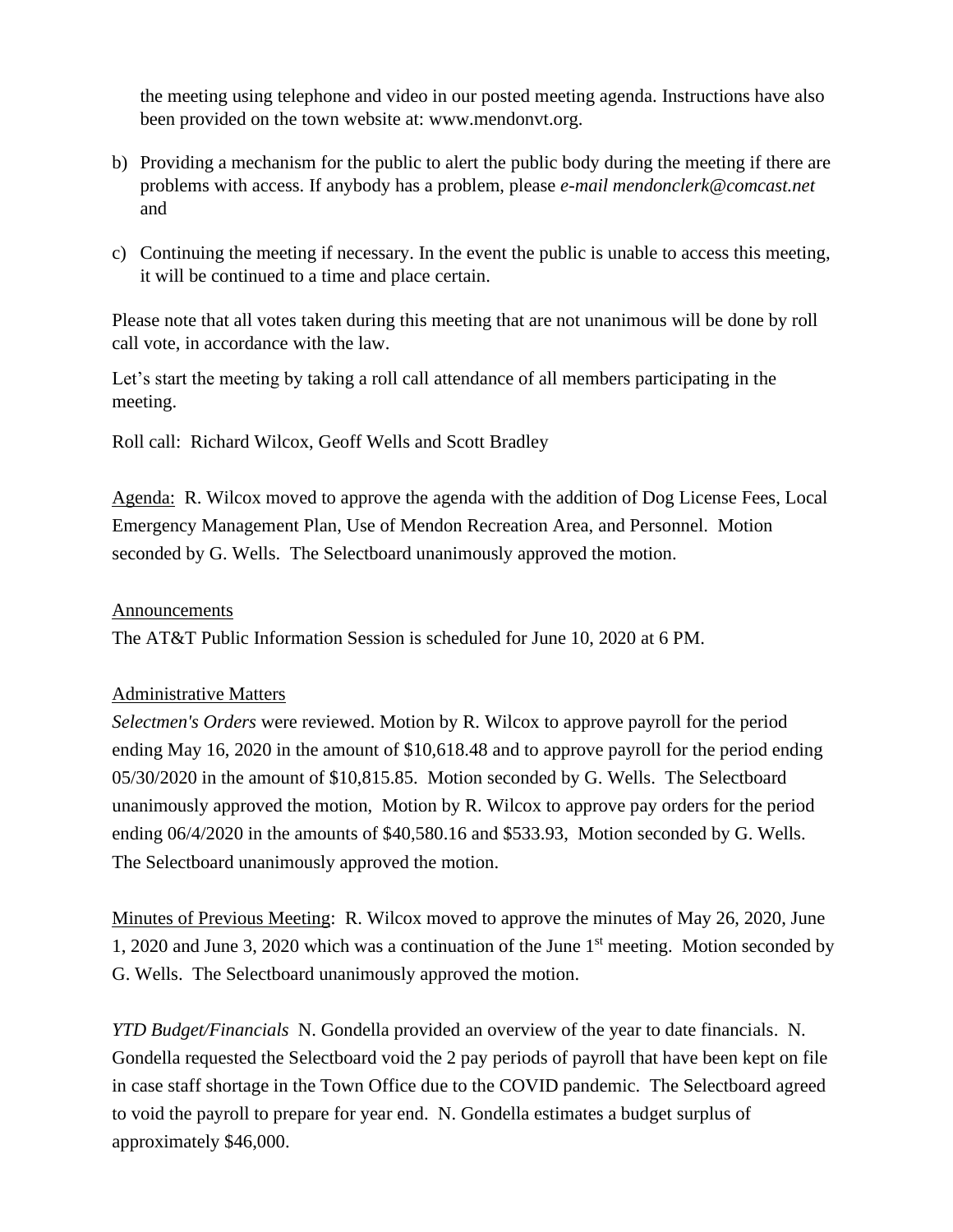the meeting using telephone and video in our posted meeting agenda. Instructions have also been provided on the town website at: www.mendonvt.org.

b) Providing a mechanism for the public to alert the public body during the meeting if there are problems with access. If anybody has a problem, please *e-mail mendonclerk@comcast.net* and

c) Continuing the meeting if necessary. In the event the public is unable to access this meeting, it will be continued to a time and place certain.

Please note that all votes taken during this meeting that are not unanimous will be done by roll call vote, in accordance with the law.

Let's start the meeting by taking a roll call attendance of all members participating in the meeting.

Roll call: Richard Wilcox, Geoff Wells and Scott Bradley

Agenda: R. Wilcox moved to approve the agenda with the addition of Dog License Fees, Local Emergency Management Plan, Use of Mendon Recreation Area, and Personnel. Motion seconded by G. Wells. The Selectboard unanimously approved the motion.

Announcements

The AT&T Public Information Session is scheduled for June 10, 2020 at 6 PM.

Administrative Matters

*Selectmen's Orders* were reviewed. Motion by R. Wilcox to approve payroll for the period ending May 16, 2020 in the amount of $10,618.48 and to approve payroll for the period ending 05/30/2020 in the amount of $10,815.85. Motion seconded by G. Wells. The Selectboard unanimously approved the motion, Motion by R. Wilcox to approve pay orders for the period ending 06/4/2020 in the amounts of $40,580.16 and $533.93, Motion seconded by G. Wells. The Selectboard unanimously approved the motion.

Minutes of Previous Meeting: R. Wilcox moved to approve the minutes of May 26, 2020, June 1, 2020 and June 3, 2020 which was a continuation of the June 1st meeting. Motion seconded by G. Wells. The Selectboard unanimously approved the motion.

*YTD Budget/Financials* N. Gondella provided an overview of the year to date financials. N. Gondella requested the Selectboard void the 2 pay periods of payroll that have been kept on file in case staff shortage in the Town Office due to the COVID pandemic. The Selectboard agreed to void the payroll to prepare for year end. N. Gondella estimates a budget surplus of approximately $46,000.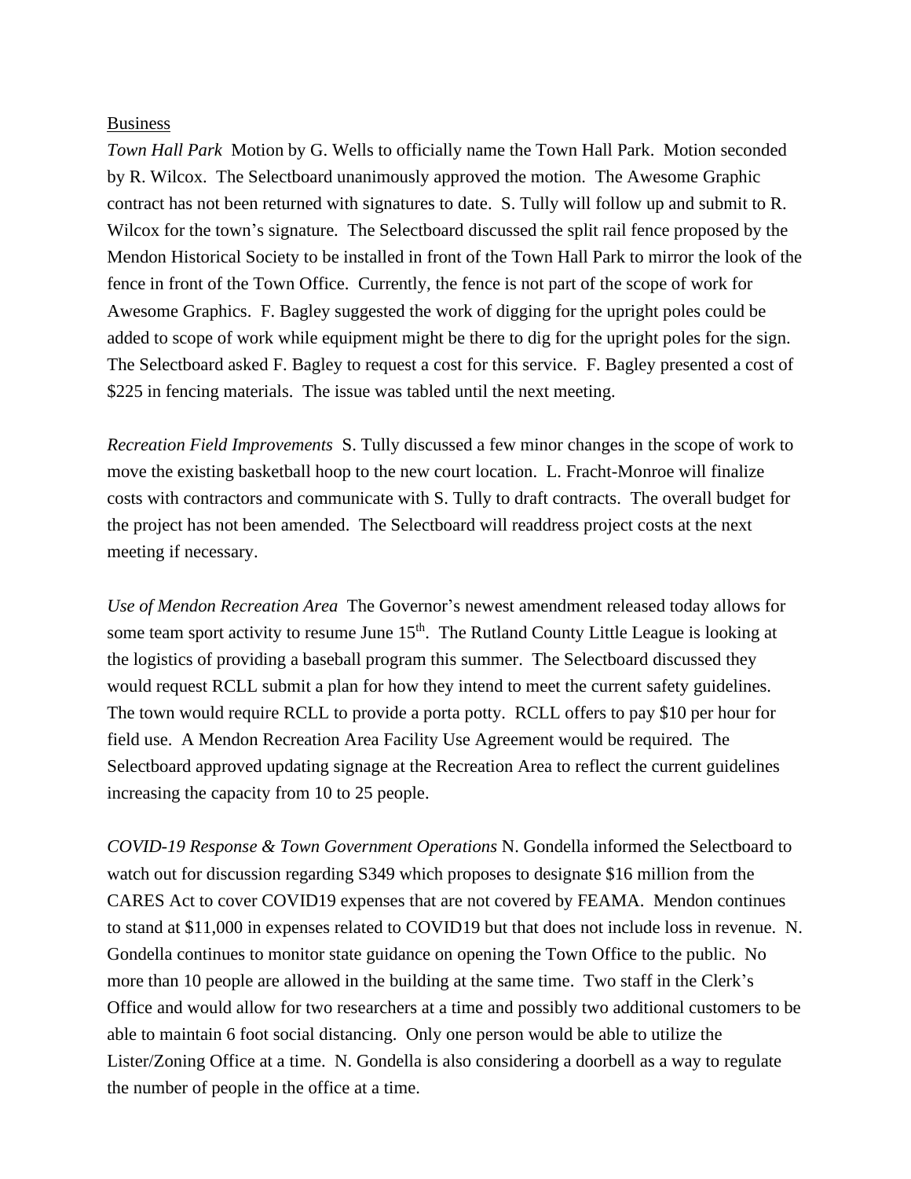<u>Business</u>

*Town Hall Park* Motion by G. Wells to officially name the Town Hall Park. Motion seconded by R. Wilcox. The Selectboard unanimously approved the motion. The Awesome Graphic contract has not been returned with signatures to date. S. Tully will follow up and submit to R. Wilcox for the town's signature. The Selectboard discussed the split rail fence proposed by the Mendon Historical Society to be installed in front of the Town Hall Park to mirror the look of the fence in front of the Town Office. Currently, the fence is not part of the scope of work for Awesome Graphics. F. Bagley suggested the work of digging for the upright poles could be added to scope of work while equipment might be there to dig for the upright poles for the sign. The Selectboard asked F. Bagley to request a cost for this service. F. Bagley presented a cost of $225 in fencing materials. The issue was tabled until the next meeting.

*Recreation Field Improvements* S. Tully discussed a few minor changes in the scope of work to move the existing basketball hoop to the new court location. L. Fracht-Monroe will finalize costs with contractors and communicate with S. Tully to draft contracts. The overall budget for the project has not been amended. The Selectboard will readdress project costs at the next meeting if necessary.

*Use of Mendon Recreation Area* The Governor's newest amendment released today allows for some team sport activity to resume June 15th. The Rutland County Little League is looking at the logistics of providing a baseball program this summer. The Selectboard discussed they would request RCLL submit a plan for how they intend to meet the current safety guidelines. The town would require RCLL to provide a porta potty. RCLL offers to pay $10 per hour for field use. A Mendon Recreation Area Facility Use Agreement would be required. The Selectboard approved updating signage at the Recreation Area to reflect the current guidelines increasing the capacity from 10 to 25 people.

*COVID-19 Response & Town Government Operations* N. Gondella informed the Selectboard to watch out for discussion regarding S349 which proposes to designate $16 million from the CARES Act to cover COVID19 expenses that are not covered by FEAMA. Mendon continues to stand at $11,000 in expenses related to COVID19 but that does not include loss in revenue. N. Gondella continues to monitor state guidance on opening the Town Office to the public. No more than 10 people are allowed in the building at the same time. Two staff in the Clerk's Office and would allow for two researchers at a time and possibly two additional customers to be able to maintain 6 foot social distancing. Only one person would be able to utilize the Lister/Zoning Office at a time. N. Gondella is also considering a doorbell as a way to regulate the number of people in the office at a time.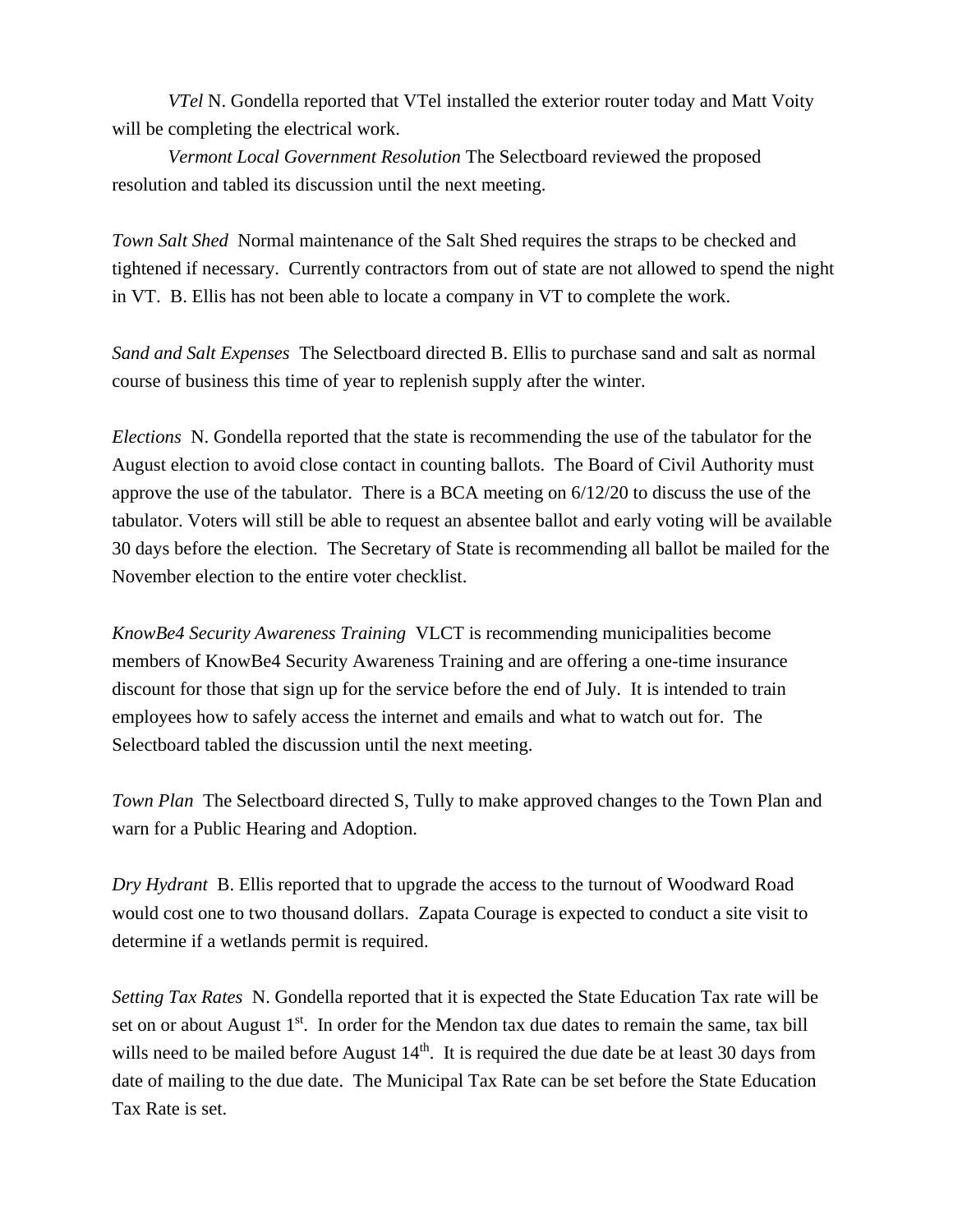*VTel* N. Gondella reported that VTel installed the exterior router today and Matt Voity will be completing the electrical work.

*Vermont Local Government Resolution* The Selectboard reviewed the proposed resolution and tabled its discussion until the next meeting.

*Town Salt Shed* Normal maintenance of the Salt Shed requires the straps to be checked and tightened if necessary. Currently contractors from out of state are not allowed to spend the night in VT. B. Ellis has not been able to locate a company in VT to complete the work.

*Sand and Salt Expenses* The Selectboard directed B. Ellis to purchase sand and salt as normal course of business this time of year to replenish supply after the winter.

*Elections* N. Gondella reported that the state is recommending the use of the tabulator for the August election to avoid close contact in counting ballots. The Board of Civil Authority must approve the use of the tabulator. There is a BCA meeting on 6/12/20 to discuss the use of the tabulator. Voters will still be able to request an absentee ballot and early voting will be available 30 days before the election. The Secretary of State is recommending all ballot be mailed for the November election to the entire voter checklist.

*KnowBe4 Security Awareness Training* VLCT is recommending municipalities become members of KnowBe4 Security Awareness Training and are offering a one-time insurance discount for those that sign up for the service before the end of July. It is intended to train employees how to safely access the internet and emails and what to watch out for. The Selectboard tabled the discussion until the next meeting.

*Town Plan* The Selectboard directed S, Tully to make approved changes to the Town Plan and warn for a Public Hearing and Adoption.

*Dry Hydrant* B. Ellis reported that to upgrade the access to the turnout of Woodward Road would cost one to two thousand dollars. Zapata Courage is expected to conduct a site visit to determine if a wetlands permit is required.

*Setting Tax Rates* N. Gondella reported that it is expected the State Education Tax rate will be set on or about August 1st. In order for the Mendon tax due dates to remain the same, tax bill wills need to be mailed before August 14th. It is required the due date be at least 30 days from date of mailing to the due date. The Municipal Tax Rate can be set before the State Education Tax Rate is set.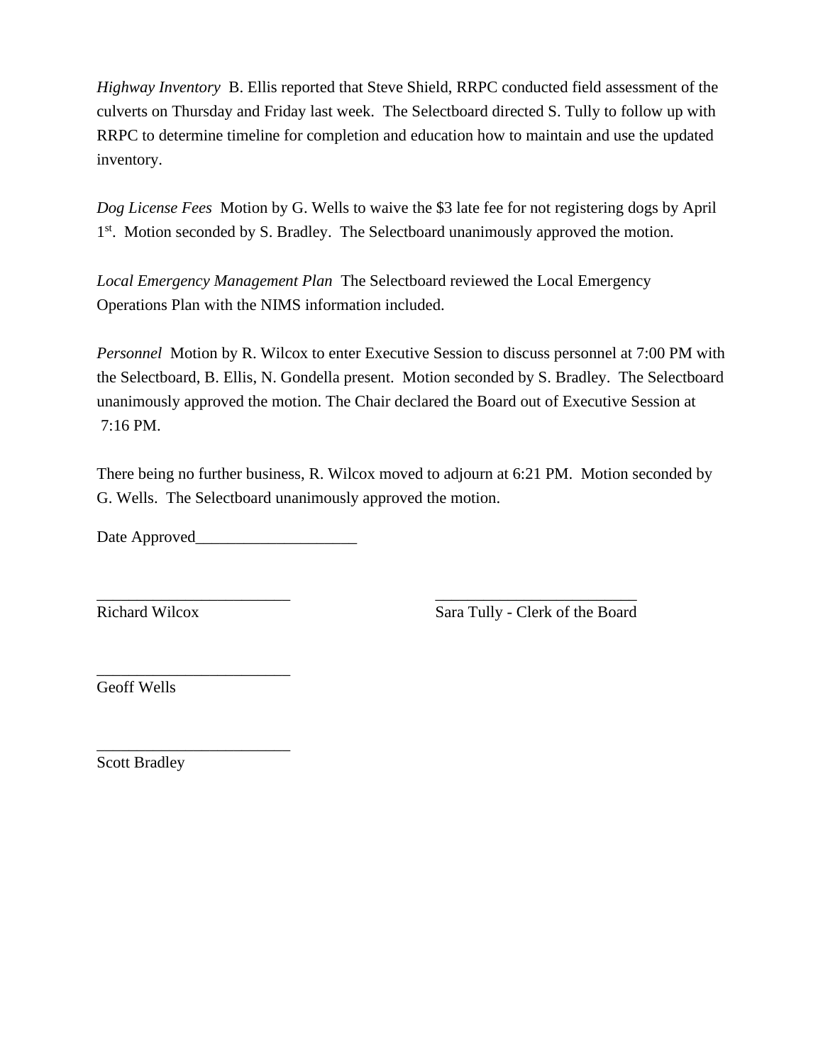*Highway Inventory* B. Ellis reported that Steve Shield, RRPC conducted field assessment of the culverts on Thursday and Friday last week. The Selectboard directed S. Tully to follow up with RRPC to determine timeline for completion and education how to maintain and use the updated inventory.

*Dog License Fees* Motion by G. Wells to waive the $3 late fee for not registering dogs by April 1st. Motion seconded by S. Bradley. The Selectboard unanimously approved the motion.

*Local Emergency Management Plan* The Selectboard reviewed the Local Emergency Operations Plan with the NIMS information included.

*Personnel* Motion by R. Wilcox to enter Executive Session to discuss personnel at 7:00 PM with the Selectboard, B. Ellis, N. Gondella present. Motion seconded by S. Bradley. The Selectboard unanimously approved the motion. The Chair declared the Board out of Executive Session at 7:16 PM.

There being no further business, R. Wilcox moved to adjourn at 6:21 PM. Motion seconded by G. Wells. The Selectboard unanimously approved the motion.

Date Approved____________________

________________________ ________________________
Richard Wilcox Sara Tully - Clerk of the Board

________________________
Geoff Wells

________________________
Scott Bradley